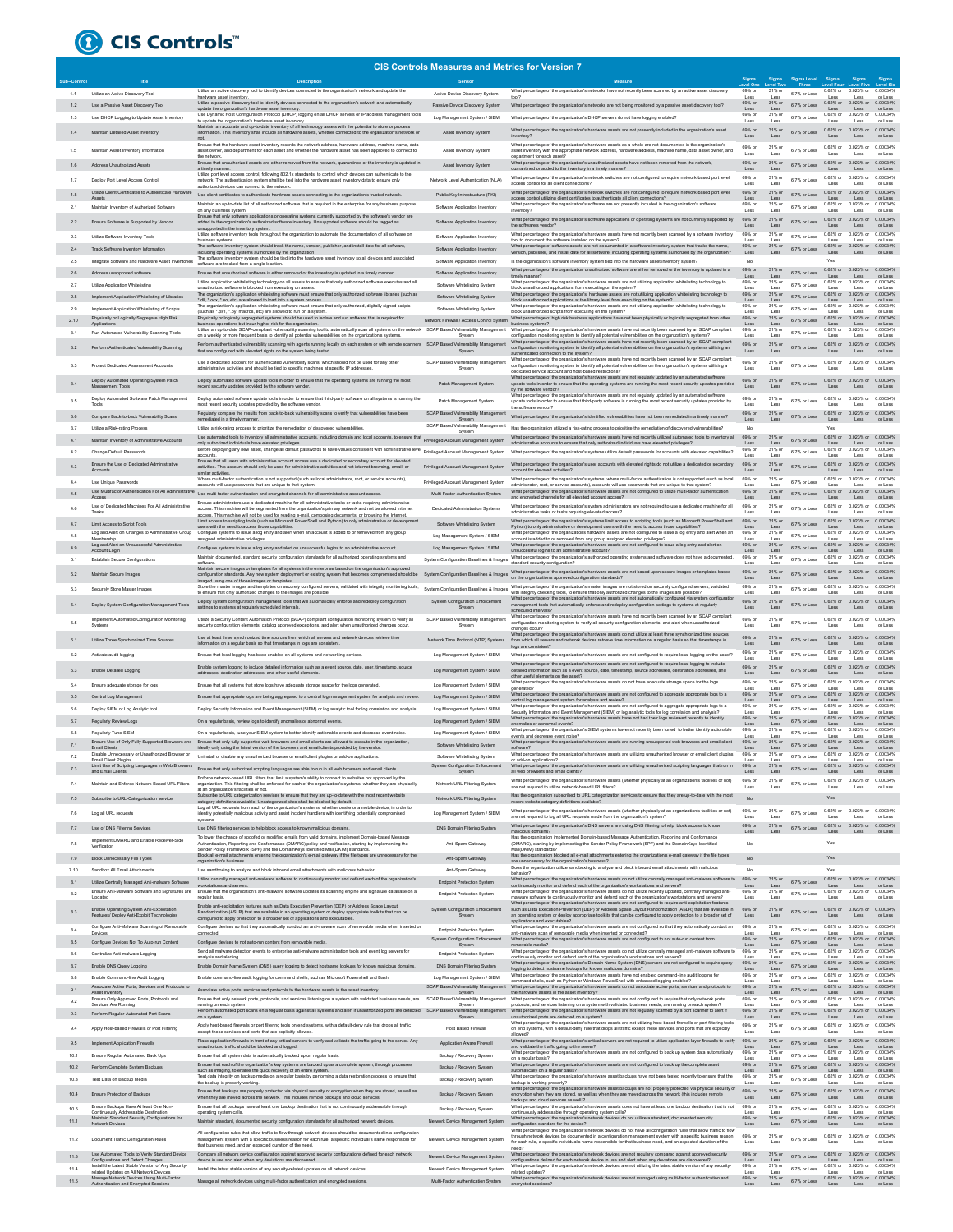# CIS Controls™

## CIS Controls Measures and Metrics for Version 7

| Sub-Control | Title | Description | Sensor | Measure | Sigma Level One | Sigma Level Two | Sigma Level Three | Sigma Level Four | Sigma Level Five | Sigma Level Six |
|---|---|---|---|---|---|---|---|---|---|---|
| 1.1 | Utilize an Active Discovery Tool | Utilize an active discovery tool to identify devices connected to the organization's network and update the hardware asset inventory. | Active Device Discovery System | What percentage of the organization's networks have not recently been scanned by an active asset discovery tool? | 69% or Less | 31% or Less | 6.7% or Less | 0.62% or Less | 0.023% or Less | 0.00034% or Less |
| 1.2 | Use a Passive Asset Discovery Tool | Utilize a passive discovery tool to identify devices connected to the organization's network and automatically update the organization's hardware asset inventory. | Passive Device Discovery System | What percentage of the organization's networks are not being monitored by a passive asset discovery tool? | 69% or Less | 31% or Less | 6.7% or Less | 0.62% or Less | 0.023% or Less | 0.00034% or Less |
| 1.3 | Use DHCP Logging to Update Asset Inventory | Use Dynamic Host Configuration Protocol (DHCP) logging on all DHCP servers or IP address management tools to update the organization's hardware asset inventory. | Log Management System / SIEM | What percentage of the organization's DHCP servers do not have logging enabled? | 69% or Less | 31% or Less | 6.7% or Less | 0.62% or Less | 0.023% or Less | 0.00034% or Less |
| 1.4 | Maintain Detailed Asset Inventory | Maintain an accurate and up-to-date inventory of all technology assets with the potential to store or process information. This inventory shall include all hardware assets, whether connected to the organization's network or not. | Asset Inventory System | What percentage of the organization's hardware assets are not presently included in the organization's asset inventory? | 69% or Less | 31% or Less | 6.7% or Less | 0.62% or Less | 0.023% or Less | 0.00034% or Less |
| 1.5 | Maintain Asset Inventory Information | Ensure that the hardware asset inventory records the network address, hardware address, machine name, data asset owner, and department for each asset and whether the hardware asset has been approved to connect to the network. | Asset Inventory System | What percentage of the organization's hardware assets as a whole are not documented in the organization's asset inventory with the appropriate network address, hardware address, machine name, data asset owner, and department for each asset? | 69% or Less | 31% or Less | 6.7% or Less | 0.62% or Less | 0.023% or Less | 0.00034% or Less |
| 1.6 | Address Unauthorized Assets | Ensure that unauthorized assets are either removed from the network, quarantined or the inventory is updated in a timely manner. | Asset Inventory System | What percentage of the organization's unauthorized assets have not been removed from the network, quarantined or added to the inventory in a timely manner? | 69% or Less | 31% or Less | 6.7% or Less | 0.62% or Less | 0.023% or Less | 0.00034% or Less |
| 1.7 | Deploy Port Level Access Control | Utilize port level access control, following 802.1x standards, to control which devices can authenticate to the network. The authentication system shall be tied into the hardware asset inventory data to ensure only authorized devices can connect to the network. | Network Level Authentication (NLA) | What percentage of the organization's network switches are not configured to require network-based port level access control for all client connections? | 69% or Less | 31% or Less | 6.7% or Less | 0.62% or Less | 0.023% or Less | 0.00034% or Less |
| 1.8 | Utilize Client Certificates to Authenticate Hardware Assets | Use client certificates to authenticate hardware assets connecting to the organization's trusted network. | Public Key Infrastructure (PKI) | What percentage of the organization's network switches are not configured to require network-based port level access control utilizing client certificates to authenticate all client connections? | 69% or Less | 31% or Less | 6.7% or Less | 0.62% or Less | 0.023% or Less | 0.00034% or Less |
| 2.1 | Maintain Inventory of Authorized Software | Maintain an up-to-date list of all authorized software that is required in the enterprise for any business purpose on any business system. | Software Application Inventory | What percentage of the organization's software are not presently included in the organization's software inventory? | 69% or Less | 31% or Less | 6.7% or Less | 0.62% or Less | 0.023% or Less | 0.00034% or Less |
| 2.2 | Ensure Software is Supported by Vendor | Ensure that only software applications or operating systems currently supported by the software's vendor are added to the organization's authorized software inventory. Unsupported software should be tagged as unsupported in the inventory system. | Software Application Inventory | What percentage of the organization's software applications or operating systems are not currently supported by the software's vendor? | 69% or Less | 31% or Less | 6.7% or Less | 0.62% or Less | 0.023% or Less | 0.00034% or Less |
| 2.3 | Utilize Software Inventory Tools | Utilize software inventory tools throughout the organization to automate the documentation of all software on business systems. | Software Application Inventory | What percentage of the organization's hardware assets have not recently been scanned by a software inventory tool to document the software installed on the system? | 69% or Less | 31% or Less | 6.7% or Less | 0.62% or Less | 0.023% or Less | 0.00034% or Less |
| 2.4 | Track Software Inventory Information | The software inventory system should track the name, version, publisher, and install date for all software, including operating systems authorized by the organization. | Software Application Inventory | What percentage of software assets are not documented in a software inventory system that tracks the name, version, publisher, and install date for all software, including operating systems authorized by the organization? | 69% or Less | 31% or Less | 6.7% or Less | 0.62% or Less | 0.023% or Less | 0.00034% or Less |
| 2.5 | Integrate Software and Hardware Asset Inventories | The software inventory system should be tied into the hardware asset inventory so all devices and associated software are tracked from a single location. | Software Application Inventory | Is the organization's software inventory system tied into the hardware asset inventory system? | No | | | Yes | | |
| 2.6 | Address unapproved software | Ensure that unauthorized software is either removed or the inventory is updated in a timely manner. | Software Application Inventory | What percentage of the organization unauthorized software are either removed or the inventory is updated in a timely manner? | 69% or Less | 31% or Less | 6.7% or Less | 0.62% or Less | 0.023% or Less | 0.00034% or Less |
| 2.7 | Utilize Application Whitelisting | Utilize application whitelisting technology on all assets to ensure that only authorized software executes and all unauthorized software is blocked from executing on assets. | Software Whitelisting System | What percentage of the organization's hardware assets are not utilizing application whitelisting technology to block unauthorized applications from executing on the system? | 69% or Less | 31% or Less | 6.7% or Less | 0.62% or Less | 0.023% or Less | 0.00034% or Less |
| 2.8 | Implement Application Whitelisting of Libraries | The organization's application whitelisting software must ensure that only authorized software libraries (such as *.dll, *.ocx, *.so, etc) are allowed to load into a system process. | Software Whitelisting System | What percentage of the organization's hardware assets are not utilizing application whitelisting technology to block unauthorized applications at the library level from executing on the system? | 69% or Less | 31% or Less | 6.7% or Less | 0.62% or Less | 0.023% or Less | 0.00034% or Less |
| 2.9 | Implement Application Whitelisting of Scripts | The organization's application whitelisting software must ensure that only authorized, digitally signed scripts (such as *.ps1, *.py, macros, etc) are allowed to run on a system. | Software Whitelisting System | What percentage of the organization's hardware assets are not utilizing application whitelisting technology to block unauthorized scripts from executing on the system? | 69% or Less | 31% or Less | 6.7% or Less | 0.62% or Less | 0.023% or Less | 0.00034% or Less |
| 2.10 | Physically or Logically Segregate High Risk Applications | Physically or logically segregated systems should be used to isolate and run software that is required for business operations but incur higher risk for the organization. | Network Firewall / Access Control System | What percentage of high risk business applications have not been physically or logically segregated from other business systems? | 69% or Less | 31% or Less | 6.7% or Less | 0.62% or Less | 0.023% or Less | 0.00034% or Less |
| 3.1 | Run Automated Vulnerability Scanning Tools | Utilize an up-to-date SCAP-compliant vulnerability scanning tool to automatically scan all systems on the network on a weekly or more frequent basis to identify all potential vulnerabilities on the organization's systems. | SCAP Based Vulnerability Management System | What percentage of the organization's hardware assets have not recently been scanned by an SCAP compliant configuration monitoring system to identify all potential vulnerabilities on the organization's systems? | 69% or Less | 31% or Less | 6.7% or Less | 0.62% or Less | 0.023% or Less | 0.00034% or Less |
| 3.2 | Perform Authenticated Vulnerability Scanning | Perform authenticated vulnerability scanning with agents running locally on each system or with remote scanners that are configured with elevated rights on the system being tested. | SCAP Based Vulnerability Management System | What percentage of the organization's hardware assets have not recently been scanned by an SCAP compliant configuration monitoring system to identify all potential vulnerabilities on the organization's systems with an authenticated connection to the system? | 69% or Less | 31% or Less | 6.7% or Less | 0.62% or Less | 0.023% or Less | 0.00034% or Less |
| 3.3 | Protect Dedicated Assessment Accounts | Use a dedicated account for authenticated vulnerability scans, which should not be used for any other administrative activities and should be tied to specific machines at specific IP addresses. | SCAP Based Vulnerability Management System | What percentage of the organization's hardware assets have not recently been scanned by an SCAP compliant configuration monitoring system to identify all potential vulnerabilities on the organization's systems utilizing a dedicated service account and host-based restrictions? | 69% or Less | 31% or Less | 6.7% or Less | 0.62% or Less | 0.023% or Less | 0.00034% or Less |
| 3.4 | Deploy Automated Operating System Patch Management Tools | Deploy automated software update tools in order to ensure that the operating systems are running the most recent security updates provided by the software vendor. | Patch Management System | What percentage of the organization's hardware assets are not regularly updated by an automated software update tools in order to ensure that the operating systems are running the most recent security updates provided by the software vendor? | 69% or Less | 31% or Less | 6.7% or Less | 0.62% or Less | 0.023% or Less | 0.00034% or Less |
| 3.5 | Deploy Automated Software Patch Management Tools | Deploy automated software update tools in order to ensure that third-party software on all systems is running the most recent security updates provided by the software vendor. | Patch Management System | What percentage of the organization's hardware assets are not regularly updated by an automated software update tools in order to ensure that third-party software is running the most recent security updates provided by the software vendor? | 69% or Less | 31% or Less | 6.7% or Less | 0.62% or Less | 0.023% or Less | 0.00034% or Less |
| 3.6 | Compare Back-to-back Vulnerability Scans | Regularly compare the results from back-to-back vulnerability scans to verify that vulnerabilities have been remediated in a timely manner. | SCAP Based Vulnerability Management System | What percentage of the organization's identified vulnerabilities have not been remediated in a timely manner? | 69% or Less | 31% or Less | 6.7% or Less | 0.62% or Less | 0.023% or Less | 0.00034% or Less |
| 3.7 | Utilize a Risk-rating Process | Utilize a risk-rating process to prioritize the remediation of discovered vulnerabilities. | SCAP Based Vulnerability Management System | Has the organization utilized a risk-rating process to prioritize the remediation of discovered vulnerabilities? | No | | | Yes | | |
| 4.1 | Maintain Inventory of Administrative Accounts | Use automated tools to inventory all administrative accounts, including domain and local accounts, to ensure that only authorized individuals have elevated privileges. | Privileged Account Management System | What percentage of the organization's hardware assets have not recently utilized automated tools to inventory all administrative accounts to ensure that only authorized individuals have elevated privileges? | 69% or Less | 31% or Less | 6.7% or Less | 0.62% or Less | 0.023% or Less | 0.00034% or Less |
| 4.2 | Change Default Passwords | Before deploying any new asset, change all default passwords to have values consistent with administrative level accounts. | Privileged Account Management System | What percentage of the organization's systems utilize default passwords for accounts with elevated capabilities? | 69% or Less | 31% or Less | 6.7% or Less | 0.62% or Less | 0.023% or Less | 0.00034% or Less |
| 4.3 | Ensure the Use of Dedicated Administrative Accounts | Ensure that all users with administrative account access use a dedicated or secondary account for elevated activities. This account should only be used for administrative activities and not internet browsing, email, or similar activities. | Privileged Account Management System | What percentage of the organization's user accounts with elevated rights do not utilize a dedicated or secondary account for elevated activities? | 69% or Less | 31% or Less | 6.7% or Less | 0.62% or Less | 0.023% or Less | 0.00034% or Less |
| 4.4 | Use Unique Passwords | Where multi-factor authentication is not supported (such as local administrator, root, or service accounts), accounts will use passwords that are unique to that system. | Privileged Account Management System | What percentage of the organization's systems, where multi-factor authentication is not supported (such as local administrator, root, or service accounts), accounts will use passwords that are unique to that system? | 69% or Less | 31% or Less | 6.7% or Less | 0.62% or Less | 0.023% or Less | 0.00034% or Less |
| 4.5 | Use Multifactor Authentication For All Administrative Access | Use multi-factor authentication and encrypted channels for all administrative account access. | Multi-Factor Authentication System | What percentage of the organization's hardware assets are not configured to utilize multi-factor authentication and encrypted channels for all elevated account access? | 69% or Less | 31% or Less | 6.7% or Less | 0.62% or Less | 0.023% or Less | 0.00034% or Less |
| 4.6 | Use of Dedicated Machines For All Administrative Tasks | Ensure administrators use a dedicated machine for all administrative tasks or tasks requiring administrative access. This machine will be segmented from the organization's primary network and not be allowed Internet access. This machine will not be used for reading e-mail, composing documents, or browsing the Internet. | Dedicated Administration Systems | What percentage of the organization's system administrators are not required to use a dedicated machine for all administrative tasks or tasks requiring elevated access? | 69% or Less | 31% or Less | 6.7% or Less | 0.62% or Less | 0.023% or Less | 0.00034% or Less |
| 4.7 | Limit Access to Script Tools | Limit access to scripting tools (such as Microsoft PowerShell and Python) to only administrative or development users with the need to access those capabilities. | Software Whitelisting System | What percentage of the organization's hardware assets do not limit access to scripting tools (such as Microsoft PowerShell and Python) to only administrative or development users with the need to access those capabilities? | 69% or Less | 31% or Less | 6.7% or Less | 0.62% or Less | 0.023% or Less | 0.00034% or Less |
| 4.8 | Log and Alert on Changes to Administrative Group Membership | Configure systems to issue a log entry and alert when an account is added to or removed from any group assigned administrative privileges. | Log Management System / SIEM | What percentage of the organization's hardware assets are not configured to issue a log entry and alert when an account is added to or removed from any group assigned elevated privileges? | 69% or Less | 31% or Less | 6.7% or Less | 0.62% or Less | 0.023% or Less | 0.00034% or Less |
| 4.9 | Log and Alert on Unsuccessful Administrative Account Login | Configure systems to issue a log entry and alert on unsuccessful logins to an administrative account. | Log Management System / SIEM | What percentage of the organization's hardware assets are not configured to issue a log entry and alert on unsuccessful logins to an administrative account? | 69% or Less | 31% or Less | 6.7% or Less | 0.62% or Less | 0.023% or Less | 0.00034% or Less |
| 5.1 | Establish Secure Configurations | Maintain documented, standard security configuration standards for all authorized operating systems and software. | System Configuration Baselines & Images | What percentage of the organization's authorized operating systems and software does not have a documented, standard security configuration? | 69% or Less | 31% or Less | 6.7% or Less | 0.62% or Less | 0.023% or Less | 0.00034% or Less |
| 5.2 | Maintain Secure Images | Maintain secure images or templates for all systems in the enterprise based on the organization's approved configuration standards. Any new system deployment or existing system that becomes compromised should be imaged using one of those images or templates. | System Configuration Baselines & Images | What percentage of the organization's hardware assets are not based upon secure images or templates based on the organization's approved configuration standards? | 69% or Less | 31% or Less | 6.7% or Less | 0.62% or Less | 0.023% or Less | 0.00034% or Less |
| 5.3 | Securely Store Master Images | Store the master images and templates on securely configured servers, validated with integrity monitoring tools, to ensure that only authorized changes to the images are possible. | System Configuration Baselines & Images | What percentage of the organization's master images are not stored on securely configured servers, validated with integrity checking tools, to ensure that only authorized changes to the images are possible? | 69% or Less | 31% or Less | 6.7% or Less | 0.62% or Less | 0.023% or Less | 0.00034% or Less |
| 5.4 | Deploy System Configuration Management Tools | Deploy system configuration management tools that will automatically enforce and redeploy configuration settings to systems at regularly scheduled intervals. | System Configuration Enforcement System | What percentage of the organization's hardware assets are not automatically configured via system configuration management tools that automatically enforce and redeploy configuration settings to systems at regularly scheduled intervals? | 69% or Less | 31% or Less | 6.7% or Less | 0.62% or Less | 0.023% or Less | 0.00034% or Less |
| 5.5 | Implement Automated Configuration Monitoring Systems | Utilize a Security Content Automation Protocol (SCAP) compliant configuration monitoring system to verify all security configuration elements, catalog approved exceptions, and alert when unauthorized changes occur. | SCAP Based Vulnerability Management System | What percentage of the organization's hardware assets have not recently been scanned by an SCAP compliant configuration monitoring system to verify all security configuration elements, and alert when unauthorized changes occur? | 69% or Less | 31% or Less | 6.7% or Less | 0.62% or Less | 0.023% or Less | 0.00034% or Less |
| 6.1 | Utilize Three Synchronized Time Sources | Use at least three synchronized time sources from which all servers and network devices retrieve time information on a regular basis so that timestamps in logs are consistent. | Network Time Protocol (NTP) Systems | What percentage of the organization's hardware assets do not utilize at least three synchronized time sources from which all servers and network devices retrieve time information on a regular basis so that timestamps in logs are consistent? | 69% or Less | 31% or Less | 6.7% or Less | 0.62% or Less | 0.023% or Less | 0.00034% or Less |
| 6.2 | Activate audit logging | Ensure that local logging has been enabled on all systems and networking devices. | Log Management System / SIEM | What percentage of the organization's hardware assets are not configured to require local logging on the asset? | 69% or Less | 31% or Less | 6.7% or Less | 0.62% or Less | 0.023% or Less | 0.00034% or Less |
| 6.3 | Enable Detailed Logging | Enable system logging to include detailed information such as a event source, date, user, timestamp, source addresses, destination addresses, and other useful elements. | Log Management System / SIEM | What percentage of the organization's hardware assets are not configured to require local logging to include detailed information such as a event source, date, timestamp, source addresses, destination addresses, and other useful elements on the asset? | 69% or Less | 31% or Less | 6.7% or Less | 0.62% or Less | 0.023% or Less | 0.00034% or Less |
| 6.4 | Ensure adequate storage for logs | Ensure that all systems that store logs have adequate storage space for the logs generated. | Log Management System / SIEM | What percentage of the organization's hardware assets do not have adequate storage space for the logs generated? | 69% or Less | 31% or Less | 6.7% or Less | 0.62% or Less | 0.023% or Less | 0.00034% or Less |
| 6.5 | Central Log Management | Ensure that appropriate logs are being aggregated to a central log management system for analysis and review. | Log Management System / SIEM | What percentage of the organization's hardware assets are not configured to aggregate appropriate logs to a central log management system for analysis and review? | 69% or Less | 31% or Less | 6.7% or Less | 0.62% or Less | 0.023% or Less | 0.00034% or Less |
| 6.6 | Deploy SIEM or Log Analytic tool | Deploy Security Information and Event Management (SIEM) or log analytic tool for log correlation and analysis. | Log Management System / SIEM | What percentage of the organization's hardware assets are not configured to aggregate appropriate logs to a Security Information and Event Management (SIEM) or log analytic tools for log correlation and analysis? | 69% or Less | 31% or Less | 6.7% or Less | 0.62% or Less | 0.023% or Less | 0.00034% or Less |
| 6.7 | Regularly Review Logs | On a regular basis, review logs to identify anomalies or abnormal events. | Log Management System / SIEM | What percentage of the organization's hardware assets have not had their logs reviewed recently to identify anomalies or abnormal events? | 69% or Less | 31% or Less | 6.7% or Less | 0.62% or Less | 0.023% or Less | 0.00034% or Less |
| 6.8 | Regularly Tune SIEM | On a regular basis, tune your SIEM system to better identify actionable events and decrease event noise. | Log Management System / SIEM | What percentage of the organization's SIEM systems have not recently been tuned to better identify actionable events and decrease event noise? | 69% or Less | 31% or Less | 6.7% or Less | 0.62% or Less | 0.023% or Less | 0.00034% or Less |
| 7.1 | Ensure Use of Only Fully Supported Browsers and Email Clients | Ensure that only fully supported web browsers and email clients are allowed to execute in the organization, ideally only using the latest version of the browsers and email clients provided by the vendor. | Software Whitelisting System | What percentage of the organization's hardware assets are running unsupported web browsers and email client software? | 69% or Less | 31% or Less | 6.7% or Less | 0.62% or Less | 0.023% or Less | 0.00034% or Less |
| 7.2 | Disable Unnecessary or Unauthorized Browser or Email Client Plugins | Uninstall or disable any unauthorized browser or email client plugins or add-on applications. | Software Whitelisting System | What percentage of the organization's hardware assets are utilizing unauthorized browser or email client plugins or add-on applications? | 69% or Less | 31% or Less | 6.7% or Less | 0.62% or Less | 0.023% or Less | 0.00034% or Less |
| 7.3 | Limit Use of Scripting Languages in Web Browsers and Email Clients | Ensure that only authorized scripting languages are able to run in all web browsers and email clients. | System Configuration Enforcement System | What percentage of the organization's hardware assets are utilizing unauthorized scripting languages that run in all web browsers and email clients? | 69% or Less | 31% or Less | 6.7% or Less | 0.62% or Less | 0.023% or Less | 0.00034% or Less |
| 7.4 | Maintain and Enforce Network-Based URL Filters | Enforce network-based URL filters that limit a system's ability to connect to websites not approved by the organization. This filtering shall be enforced for each of the organization's systems, whether they are physically at an organization's facilities or not. | Network URL Filtering System | What percentage of the organization's hardware assets (whether physically at an organization's facilities or not) are not required to utilize network-based URL filters? | 69% or Less | 31% or Less | 6.7% or Less | 0.62% or Less | 0.023% or Less | 0.00034% or Less |
| 7.5 | Subscribe to URL-Categorization service | Subscribe to URL categorization services to ensure that they are up-to-date with the most recent website category definitions available. Uncategorized sites shall be blocked by default. | Network URL Filtering System | Has the organization subscribed to URL categorization services to ensure that they are up-to-date with the most recent website category definitions available? | No | | | Yes | | |
| 7.6 | Log all URL requests | Log all URL requests from each of the organization's systems, whether onsite or a mobile device, in order to identify potentially malicious activity and assist incident handlers with identifying potentially compromised systems. | Log Management System / SIEM | What percentage of the organization's hardware assets (whether physically at an organization's facilities or not) are not required to log all URL requests made from the organization's system? | 69% or Less | 31% or Less | 6.7% or Less | 0.62% or Less | 0.023% or Less | 0.00034% or Less |
| 7.7 | Use of DNS Filtering Services | Use DNS filtering services to help block access to known malicious domains. | DNS Domain Filtering System | What percentage of the organization's DNS servers are using DNS filtering to help block access to known malicious domains? | 69% or Less | 31% or Less | 6.7% or Less | 0.62% or Less | 0.023% or Less | 0.00034% or Less |
| 7.8 | Implement DMARC and Enable Receiver-Side Verification | To lower the chance of spoofed or modified emails from valid domains, implement Domain-based Message Authentication, Reporting and Conformance (DMARC) policy and verification, starting by implementing the Sender Policy Framework (SPF) and the DomainKeys Identified Mail(DKIM) standards. | Anti-Spam Gateway | Has the organization implemented Domain-based Message Authentication, Reporting and Conformance (DMARC), starting by implementing the Sender Policy Framework (SPF) and the DomainKeys Identified Mail(DKIM) standards? | No | | | Yes | | |
| 7.9 | Block Unnecessary File Types | Block all e-mail attachments entering the organization's e-mail gateway if the file types are unnecessary for the organization's business. | Anti-Spam Gateway | Has the organization blocked all e-mail attachments entering the organization's e-mail gateway if the file types are unnecessary for the organization's business? | No | | | Yes | | |
| 7.10 | Sandbox All Email Attachments | Use sandboxing to analyze and block inbound email attachments with malicious behavior. | Anti-Spam Gateway | Does the organization utilize sandboxing to analyze and block inbound email attachments with malicious behavior? | No | | | Yes | | |
| 8.1 | Utilize Centrally Managed Anti-malware Software | Utilize centrally managed anti-malware software to continuously monitor and defend each of the organization's workstations and servers. | Endpoint Protection System | What percentage of the organization's hardware assets do not utilize centrally managed anti-malware software to continuously monitor and defend each of the organization's workstations and servers? | 69% or Less | 31% or Less | 6.7% or Less | 0.62% or Less | 0.023% or Less | 0.00034% or Less |
| 8.2 | Ensure Anti-Malware Software and Signatures are Updated | Ensure that the organization's anti-malware software updates its scanning engine and signature database on a regular basis. | Endpoint Protection System | What percentage of the organization's hardware assets do not utilize recently updated, centrally managed anti-malware software to continuously monitor and defend each of the organization's workstations and servers? | 69% or Less | 31% or Less | 6.7% or Less | 0.62% or Less | 0.023% or Less | 0.00034% or Less |
| 8.3 | Enable Operating System Anti-Exploitation Features/ Deploy Anti-Exploit Technologies | Enable anti-exploitation features such as Data Execution Prevention (DEP) or Address Space Layout Randomization (ASLR) that are available in an operating system or deploy appropriate toolkits that can be configured to apply protection to a broader set of applications and executables. | System Configuration Enforcement System | What percentage of the organization's hardware assets are not configured to require anti-exploitation features such as Data Execution Prevention (DEP) or Address Space Layout Randomization (ASLR) that are available in an operating system or deploy appropriate toolkits that can be configured to apply protection to a broader set of applications and executables? | 69% or Less | 31% or Less | 6.7% or Less | 0.62% or Less | 0.023% or Less | 0.00034% or Less |
| 8.4 | Configure Anti-Malware Scanning of Removable Devices | Configure devices so that they automatically conduct an anti-malware scan of removable media when inserted or connected. | Endpoint Protection System | What percentage of the organization's hardware assets are not configured so that they automatically conduct an anti-malware scan of removable media when inserted or connected? | 69% or Less | 31% or Less | 6.7% or Less | 0.62% or Less | 0.023% or Less | 0.00034% or Less |
| 8.5 | Configure Devices Not To Auto-run Content | Configure devices to not auto-run content from removable media. | System Configuration Enforcement System | What percentage of the organization's hardware assets are not configured to not auto-run content from removable media? | 69% or Less | 31% or Less | 6.7% or Less | 0.62% or Less | 0.023% or Less | 0.00034% or Less |
| 8.6 | Centralize Anti-malware Logging | Send all malware detection events to enterprise anti-malware administration tools and event log servers for analysis and alerting. | Endpoint Protection System | What percentage of the organization's hardware assets do not utilize centrally managed anti-malware software to continuously monitor and defend each of the organization's workstations and servers? | 69% or Less | 31% or Less | 6.7% or Less | 0.62% or Less | 0.023% or Less | 0.00034% or Less |
| 8.7 | Enable DNS Query Logging | Enable Domain Name System (DNS) query logging to detect hostname lookups for known malicious domains. | DNS Domain Filtering System | What percentage of the organization's Domain Name System (DNS) servers are not configured to require query logging to detect hostname lookups for known malicious domains? | 69% or Less | 31% or Less | 6.7% or Less | 0.62% or Less | 0.023% or Less | 0.00034% or Less |
| 8.8 | Enable Command-line Audit Logging | Enable command-line audit logging for command shells, such as Microsoft Powershell and Bash. | Log Management System / SIEM | What percentage of the organization's hardware assets have not enabled command-line audit logging for command shells, such as Python or Windows PowerShell with enhanced logging enabled? | 69% or Less | 31% or Less | 6.7% or Less | 0.62% or Less | 0.023% or Less | 0.00034% or Less |
| 9.1 | Associate Active Ports, Services and Protocols to Asset Inventory | Associate active ports, services and protocols to the hardware assets in the asset inventory. | SCAP Based Vulnerability Management System | What percentage of the organization's hardware assets do not associate active ports, services and protocols to the hardware assets in the asset inventory? | 69% or Less | 31% or Less | 6.7% or Less | 0.62% or Less | 0.023% or Less | 0.00034% or Less |
| 9.2 | Ensure Only Approved Ports, Protocols and Services Are Running | Ensure that only network ports, protocols, and services listening on a system with validated business needs, are running on each system. | SCAP Based Vulnerability Management System | What percentage of the organization's hardware assets are not configured to require that only network ports, protocols, and services listening on a system with validated business needs, are running on each system? | 69% or Less | 31% or Less | 6.7% or Less | 0.62% or Less | 0.023% or Less | 0.00034% or Less |
| 9.3 | Perform Regular Automated Port Scans | Perform automated port scans on a regular basis against all systems and alert if unauthorized ports are detected on a system. | SCAP Based Vulnerability Management System | What percentage of the organization's hardware assets have not recently been scanned by a port scanner to alert if unauthorized ports are detected on a system? | 69% or Less | 31% or Less | 6.7% or Less | 0.62% or Less | 0.023% or Less | 0.00034% or Less |
| 9.4 | Apply Host-based Firewalls or Port Filtering | Apply host-based firewalls or port filtering tools on end systems, with a default-deny rule that drops all traffic except those services and ports that are explicitly allowed. | Host Based Firewall | What percentage of the organization's hardware assets are not utilizing host-based firewalls or port filtering tools on end systems, with a default-deny rule that drops all traffic except those services and ports that are explicitly allowed? | 69% or Less | 31% or Less | 6.7% or Less | 0.62% or Less | 0.023% or Less | 0.00034% or Less |
| 9.5 | Implement Application Firewalls | Place application firewalls in front of any critical servers to verify and validate the traffic going to the server. Any unauthorized traffic should be blocked and logged. | Application Aware Firewall | What percentage of the organization's critical servers are not required to utilize application layer firewalls to verify and validate the traffic going to the server? | 69% or Less | 31% or Less | 6.7% or Less | 0.62% or Less | 0.023% or Less | 0.00034% or Less |
| 10.1 | Ensure Regular Automated Back Ups | Ensure that all system data is automatically backed up on regular basis. | Backup / Recovery System | What percentage of the organization's hardware assets are not configured to back up system data automatically on a regular basis? | 69% or Less | 31% or Less | 6.7% or Less | 0.62% or Less | 0.023% or Less | 0.00034% or Less |
| 10.2 | Perform Complete System Backups | Ensure that each of the organization's key systems are backed up as a complete system, through processes such as imaging, to enable the quick recovery of an entire system. | Backup / Recovery System | What percentage of the organization's hardware assets are not configured to back up the complete asset automatically on a regular basis? | 69% or Less | 31% or Less | 6.7% or Less | 0.62% or Less | 0.023% or Less | 0.00034% or Less |
| 10.3 | Test Data on Backup Media | Test data integrity on backup media on a regular basis by performing a data restoration process to ensure that the backup is properly working. | Backup / Recovery System | What percentage of the organization's hardware asset backups have not been tested recently to ensure that the backup is working properly? | 69% or Less | 31% or Less | 6.7% or Less | 0.62% or Less | 0.023% or Less | 0.00034% or Less |
| 10.4 | Ensure Protection of Backups | Ensure that backups are properly protected via physical security or encryption when they are stored, as well as when they are moved across the network. This includes remote backups and cloud services. | Backup / Recovery System | What percentage of the organization's hardware asset backups are not properly protected via physical security or encryption when they are stored, as well as when they are moved across the network (this includes remote backups and cloud services as well)? | 69% or Less | 31% or Less | 6.7% or Less | 0.62% or Less | 0.023% or Less | 0.00034% or Less |
| 10.5 | Ensure Backups Have At least One Non-Continuously Addressable Destination | Ensure that all backups have at least one backup destination that is not continuously addressable through operating system calls. | Backup / Recovery System | What percentage of the organization's hardware assets does not have at least one backup destination that is not continuously addressable through operating system calls? | 69% or Less | 31% or Less | 6.7% or Less | 0.62% or Less | 0.023% or Less | 0.00034% or Less |
| 11.1 | Maintain Standard Security Configurations for Network Devices | Maintain standard, documented security configuration standards for all authorized network devices. | Network Device Management System | What percentage of the organization's network devices do not utilize a standard, documented security configuration standard for the device? | 69% or Less | 31% or Less | 6.7% or Less | 0.62% or Less | 0.023% or Less | 0.00034% or Less |
| 11.2 | Document Traffic Configuration Rules | All configuration rules that allow traffic to flow through network devices should be documented in a configuration management system with a specific business reason for each rule, a specific individual's name responsible for that business need, and an expected duration of the need. | Network Device Management System | What percentage of the organization's network devices do not have all configuration rules that allow traffic to flow through network devices be documented in a configuration management system with a specific business reason for each rule, a specific individual's name responsible for that business need, and an expected duration of the need? | 69% or Less | 31% or Less | 6.7% or Less | 0.62% or Less | 0.023% or Less | 0.00034% or Less |
| 11.3 | Use Automated Tools to Verify Standard Device Configurations and Detect Changes | Compare all network device configuration against approved security configurations defined for each network device in use and alert when any deviations are discovered. | Network Device Management System | What percentage of the organization's network devices are not regularly compared against approved security configurations defined for each network device in use and alert when any deviations are discovered? | 69% or Less | 31% or Less | 6.7% or Less | 0.62% or Less | 0.023% or Less | 0.00034% or Less |
| 11.4 | Install the Latest Stable Version of Any Security-related Updates on All Network Devices | Install the latest stable version of any security-related updates on all network devices. | Network Device Management System | What percentage of the organization's network devices are not utilizing the latest stable version of any security-related updates? | 69% or Less | 31% or Less | 6.7% or Less | 0.62% or Less | 0.023% or Less | 0.00034% or Less |
| 11.5 | Manage Network Devices Using Multi-Factor Authentication and Encrypted Sessions | Manage all network devices using multi-factor authentication and encrypted sessions. | Multi-Factor Authentication System | What percentage of the organization's network devices are not managed using multi-factor authentication and encrypted sessions? | 69% or Less | 31% or Less | 6.7% or Less | 0.62% or Less | 0.023% or Less | 0.00034% or Less |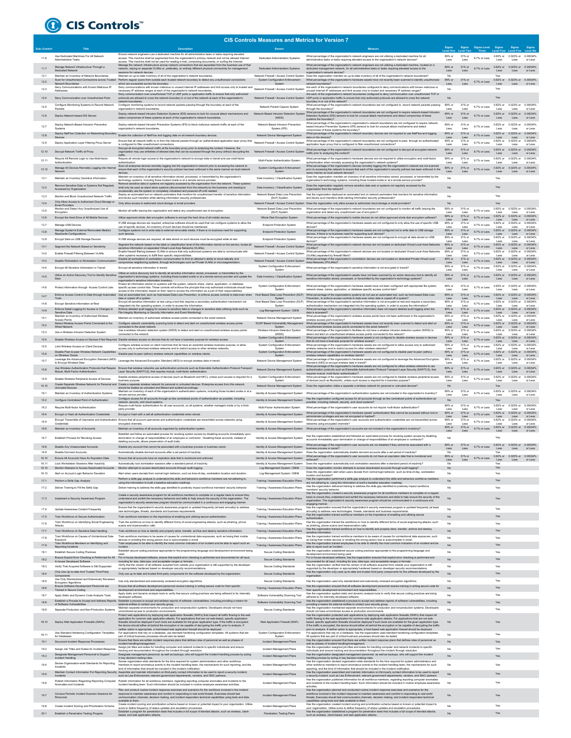# CIS Controls™

## CIS Controls Measures and Metrics for Version 7

| Sub-Control | Title | Description | Sensor | Measure | Sigma Level One | Sigma Level Two | Sigma Level Three | Sigma Level Four | Sigma Level Five | Sigma Level Six |
|---|---|---|---|---|---|---|---|---|---|---|
| 11.6 | Use Dedicated Machines For All Network Administrative Tasks | Ensure network engineers use a dedicated machine for all administrative tasks or tasks requiring elevated access. This machine shall be segmented from the organization's primary network and not be allowed Internet access. This machine shall not be used for reading e-mail, composing documents, or surfing the Internet. | Dedicated Administration Systems | What percentage of the organization's network engineers are not utilizing a dedicated machine for all administrative tasks or tasks requiring elevated access to the organization's network devices? | 69% or Less | 31% or Less | 6.7% or Less | 0.62% or Less | 0.023% or Less | 0.00034% or Less |
| 11.7 | Manage Network Infrastructure Through a Dedicated Network | Manage the network infrastructure across network connections that are separated from the business use of that network, relying on separate VLANs or, preferably, on entirely different physical connectivity for management sessions for network devices. | Dedicated Administration Systems | What percentage of the organization's network engineers are not utilizing a dedicated machine, located on a dedicated management network, for all administrative tasks or tasks requiring elevated access to the organization's network devices? | 69% or Less | 31% or Less | 6.7% or Less | 0.62% or Less | 0.023% or Less | 0.00034% or Less |
| 12.1 | Maintain an Inventory of Network Boundaries | Maintain an up-to-date inventory of all of the organization's network boundaries. | Network Firewall / Access Control System | Does the organization maintain an up-to-date inventory of all of the organization's network boundaries? | No | | | Yes | | |
| 12.2 | Scan for Unauthorized Connections across Trusted Network Boundaries | Perform regular scans from outside each trusted network boundary to detect any unauthorized connections which are accessible across the boundary. | System Configuration Enforcement System | What percentage of the organization's hardware assets have not recently been scanned to identify unauthorized network boundaries? | 69% or Less | 31% or Less | 6.7% or Less | 0.62% or Less | 0.023% or Less | 0.00034% or Less |
| 12.3 | Deny Communications with Known Malicious IP Addresses | Deny communications with known malicious or unused Internet IP addresses and limit access only to trusted and necessary IP address ranges at each of the organization's network boundaries, | Network Firewall / Access Control System | Are each of the organization's network boundaries configured to deny communications with known malicious or unused Internet IP addresses and limit access only to trusted and necessary IP address ranges? | No | | | Yes | | |
| 12.4 | Deny Communication over Unauthorized Ports | Deny communication over unauthorized TCP or UDP ports or application traffic to ensure that only authorized protocols are allowed to cross the network boundary in or out of the network at each of the organization's network boundaries. | Network Firewall / Access Control System | Are each of the organization's network boundaries configured to deny communication over unauthorized TCP or UDP ports or application traffic to ensure that only authorized protocols are allowed to cross the network boundary in or out of the network? | No | | | Yes | | |
| 12.5 | Configure Monitoring Systems to Record Network Packets | Configure monitoring systems to record network packets passing through the boundary at each of the organization's network boundaries. | Network Packet Capture System | What percentage of the organization's network boundaries are not configured to record network packets passing through the boundary? | 69% or Less | 31% or Less | 6.7% or Less | 0.62% or Less | 0.023% or Less | 0.00034% or Less |
| 12.6 | Deploy Network-based IDS Sensor | Deploy network-based Intrusion Detection Systems (IDS) sensors to look for unusual attack mechanisms and detect compromise of these systems at each of the organization's network boundaries. | Network Based Intrusion Detection System (NIDS) | What percentage of the organization's network boundaries are not configured to require network-based Intrusion Detection Systems (IDS) sensors to look for unusual attack mechanisms and detect compromise of these systems boundary? | 69% or Less | 31% or Less | 6.7% or Less | 0.62% or Less | 0.023% or Less | 0.00034% or Less |
| 12.7 | Deploy Network-Based Intrusion Prevention Systems | Deploy network-based Intrusion Prevention Systems (IPS) to block malicious network traffic at each of the organization's network boundaries. | Network Based Intrusion Prevention System (IPS) | What percentage of the organization's organization's network boundaries are not configured to require network-based Intrusion Prevention Systems (IPS) sensors to look for unusual attack mechanisms and detect compromise of these systems the boundary? | 69% or Less | 31% or Less | 6.7% or Less | 0.62% or Less | 0.023% or Less | 0.00034% or Less |
| 12.8 | Deploy NetFlow Collection on Networking Boundary Devices | Enable the collection of NetFlow and logging data on all network boundary devices. | Network Device Management System | What percentage of the organization's network boundary devices are not required to use NetFlow and logging data on the devices? | 69% or Less | 31% or Less | 6.7% or Less | 0.62% or Less | 0.023% or Less | 0.00034% or Less |
| 12.9 | Deploy Application Layer Filtering Proxy Server | Ensure that all network traffic to or from the Internet passes through an authenticated application layer proxy that is configured to filter unauthorized connections. | Network Firewall / Access Control System | What percentage of the organization's network boundaries are not configured to pass through an authenticated application layer proxy that is configured to filter unauthorized connections? | 69% or Less | 31% or Less | 6.7% or Less | 0.62% or Less | 0.023% or Less | 0.00034% or Less |
| 12.10 | Decrypt Network Traffic at Proxy | Decrypt all encrypted network traffic at the boundary proxy prior to analyzing the content. However, the organization may use whitelists of allowed sites that can be accessed through the proxy without decrypting the traffic. | Network Firewall / Access Control System | What percentage of the organization's network boundaries are not configured to decrypt all encrypted network traffic prior to analyzing the content? | 69% or Less | 31% or Less | 6.7% or Less | 0.62% or Less | 0.023% or Less | 0.00034% or Less |
| 12.11 | Require All Remote Login to Use Multi-factor Authentication | Require all remote login access to the organization's network to encrypt data in transit and use multi-factor authentication. | Multi-Factor Authentication System | What percentage of the organization's hardware devices are not required to utilize encryption and multi-factor authentication when remotely accessing the organization's network systems? | 69% or Less | 31% or Less | 6.7% or Less | 0.62% or Less | 0.023% or Less | 0.00034% or Less |
| 12.12 | Manage All Devices Remotely Logging into Internal Network | Scan all enterprise devices remotely logging into the organization's network prior to accessing the network to ensure that each of the organization's security policies has been enforced in the same manner as local network devices. | System Configuration Enforcement System | What percentage of the organization's devices remotely logging into the organization's network are not scanned prior to accessing the network to ensure that each of the organization's security policies has been enforced in the same manner as local network devices? | 69% or Less | 31% or Less | 6.7% or Less | 0.62% or Less | 0.023% or Less | 0.00034% or Less |
| 13.1 | Maintain an Inventory Sensitive Information | Maintain an inventory of all sensitive information stored, processed, or transmitted by the organization's technology systems, including those located onsite or at a remote service provider. | Data Inventory / Classification System | Does the organization maintain an inventory of all sensitive information stored, processed, or transmitted by the organization's technology systems, including those located onsite or at a remote service provider? | No | | | Yes | | |
| 13.2 | Remove Sensitive Data or Systems Not Regularly Accessed by Organization | Remove sensitive data or systems not regularly accessed by the organization from the network. These systems shall only be used as stand alone systems (disconnected from the network) by the business unit needing to occasionally use the system or completely virtualized and powered off until needed. | Data Inventory / Classification System | Does the organization regularly remove sensitive data sets or systems not regularly accessed by the organization from the network? | No | | | Yes | | |
| 13.3 | Monitor and Block Unauthorized Network Traffic | Deploy an automated tool on network perimeters that monitors for unauthorized transfer of sensitive information and blocks such transfers while alerting information security professionals. | Network Based Data Loss Prevention (DLP) System | Has the organization deployed an automated tool on network perimeters that monitors for sensitive information and blocks such transfers while alerting information security professionals? | No | | | Yes | | |
| 13.4 | Only Allow Access to Authorized Cloud Storage or Email Providers | Only allow access to authorized cloud storage or email providers. | Network Firewall / Access Control System | Does the organization only allow access to authorized cloud storage or email providers? | No | | | Yes | | |
| 13.5 | Monitor and Detect Any Unauthorized Use of Encryption | Monitor all traffic leaving the organization and detect any unauthorized use of encryption. | Network Based Data Loss Prevention (DLP) System | What percentage of the organization's network boundaries are not configured to monitor all traffic leaving the organization and detect any unauthorized use of encryption? | 69% or Less | 31% or Less | 6.7% or Less | 0.62% or Less | 0.023% or Less | 0.00034% or Less |
| 13.6 | Encrypt the Hard Drive of All Mobile Devices. | Utilize approved whole disk encryption software to encrypt the hard drive of all mobile devices. | Whole Disk Encryption System | What percentage of the organization's mobile devices do not utilize approved whole disk encryption software? | 69% or Less | 31% or Less | 6.7% or Less | 0.62% or Less | 0.023% or Less | 0.00034% or Less |
| 13.7 | Manage USB Devices | If USB storage devices are required, enterprise software should be used that can configure systems to allow the use of specific devices. An inventory of such devices should be maintained. | Endpoint Protection System | What percentage of the organization's hardware assets are not configured to only allow the use of specific USB devices? | 69% or Less | 31% or Less | 6.7% or Less | 0.62% or Less | 0.023% or Less | 0.00034% or Less |
| 13.8 | Manage System's External Removable Media's Read/write Configurations | Configure systems not to write data to external removable media, if there is no business need for supporting such devices. | Endpoint Protection System | What percentage of the organization's hardware assets are not configured not to write data to USB storage devices, if there is no business need for supporting such devices? | 69% or Less | 31% or Less | 6.7% or Less | 0.62% or Less | 0.023% or Less | 0.00034% or Less |
| 13.9 | Encrypt Data on USB Storage Devices | If USB storage devices are required, all data stored on such devices must be encrypted while at rest. | Endpoint Protection System | What percentage of the organization's hardware assets are not configured to encrypt all data stored on USB devices? | 69% or Less | 31% or Less | 6.7% or Less | 0.62% or Less | 0.023% or Less | 0.00034% or Less |
| 14.1 | Segment the Network Based on Sensitivity | Segment the network based on the label or classification level of the information stored on the servers, locate all sensitive information on separated Virtual Local Area Networks (VLANs). | Network Firewall / Access Control System | What percentage of the organization's network devices are not located on dedicated Virtual Local Area Networks (VLANs)? | 69% or Less | 31% or Less | 6.7% or Less | 0.62% or Less | 0.023% or Less | 0.00034% or Less |
| 14.2 | Enable Firewall Filtering Between VLANs | Enable firewall filtering between VLANs to ensure that only authorized systems are able to communicate with other systems necessary to fulfill their specific responsibilities. | Network Firewall / Access Control System | What percentage of the organization's network devices are not located on dedicated Virtual Local Area Networks (VLANs) separated by firewall filters? | 69% or Less | 31% or Less | 6.7% or Less | 0.62% or Less | 0.023% or Less | 0.00034% or Less |
| 14.3 | Disable Workstation to Workstation Communication | Disable all workstation to workstation communication to limit an attacker's ability to move laterally and compromise neighboring systems, through technologies such as Private VLANs or microsegmentation. | Network Firewall / Access Control System | What percentage of the organization's workstation devices are not located on dedicated Private Virtual Local Area Networks (PVLANs)? | 69% or Less | 31% or Less | 6.7% or Less | 0.62% or Less | 0.023% or Less | 0.00034% or Less |
| 14.4 | Encrypt All Sensitive Information in Transit | Encrypt all sensitive information in transit. | System Configuration Enforcement System | What percentage of the organization's sensitive information is not encrypted in transit? | 69% or Less | 31% or Less | 6.7% or Less | 0.62% or Less | 0.023% or Less | 0.00034% or Less |
| 14.5 | Utilize an Active Discovery Tool to Identify Sensitive Data | Utilize an active discovery tool to identify all sensitive information stored, processed, or transmitted by the organization's technology systems, including those located onsite or at a remote service provider and update the organization's sensitive information inventory. | Data Inventory / Classification System | What percentage of the organization's assets have not been scanned by an active discovery tool to identify all sensitive information stored, processed, or transmitted by the organization's technology systems? | 69% or Less | 31% or Less | 6.7% or Less | 0.62% or Less | 0.023% or Less | 0.00034% or Less |
| 14.6 | Protect Information through Access Control Lists | Protect all information stored on systems with file system, network share, claims, application, or database specific access control lists. These controls will enforce the principle that only authorized individuals should have access to the information based on their need to access the information as a part of their responsibilities. | System Configuration Enforcement System | What percentage of the organization's hardware assets have not been configured with appropriate file system, network share, claims, application, or database specific access control lists? | 69% or Less | 31% or Less | 6.7% or Less | 0.62% or Less | 0.023% or Less | 0.00034% or Less |
| 14.7 | Enforce Access Control to Data through Automated Tools | Use an automated tool, such as host-based Data Loss Prevention, to enforce access controls to data even when data is copied off a system. | Host Based Data Loss Prevention (DLP) System | What percentage of the organization's systems do not use an automated tool, such as host-based Data Loss Prevention, to enforce access controls to data even when data is copied off a system? | 69% or Less | 31% or Less | 6.7% or Less | 0.62% or Less | 0.023% or Less | 0.00034% or Less |
| 14.8 | Encrypt Sensitive Information at Rest | Encrypt all sensitive information at rest using a tool that requires a secondary authentication mechanism not integrated into the operating system, in order to access the information. | Host Based Data Loss Prevention (DLP) System | What percentage of the organization's sensitive information is not encrypted at rest and requires a secondary authentication mechanism not integrated into the operating system, in order to access the information? | 69% or Less | 31% or Less | 6.7% or Less | 0.62% or Less | 0.023% or Less | 0.00034% or Less |
| 14.9 | Enforce Detail Logging for Access or Changes to Sensitive Data | Enforce detailed audit logging for access to sensitive data or changes to sensitive data (utilizing tools such as File Integrity Monitoring or Security Information and Event Monitoring). | Log Management System / SIEM | What percentage of the organization's hardware assets containing sensitive information does not require detailed audit logging when the data is accessed? | 69% or Less | 31% or Less | 6.7% or Less | 0.62% or Less | 0.023% or Less | 0.00034% or Less |
| 15.1 | Maintain an Inventory of Authorized Wireless Access Points | Maintain an inventory of authorized wireless access points connected to the wired network. | Network Device Management System | What percentage of the organization's wireless access points have not been authorized in the organization's wireless access point inventory? | 69% or Less | 31% or Less | 6.7% or Less | 0.62% or Less | 0.023% or Less | 0.00034% or Less |
| 15.2 | Detect Wireless Access Points Connected to the Wired Network | Configure network vulnerability scanning tools to detect and alert on unauthorized wireless access points connected to the wired network. | SCAP Based Vulnerability Management System | What percentage of the organization's hardware assets have not recently been scanned to detect and alert on unauthorized wireless access points connected to the wired network? | 69% or Less | 31% or Less | 6.7% or Less | 0.62% or Less | 0.023% or Less | 0.00034% or Less |
| 15.3 | Use a Wireless Intrusion Detection System | Use a wireless intrusion detection system (WIDS) to detect and alert on unauthorized wireless access points connected to the network. | Wireless Intrusion Detection System (WIDS) | What percentage of the organization's facilities do not have a wireless intrusion detection system (WIDS) to detect and alert on unauthorized wireless access points connected to the network? | 69% or Less | 31% or Less | 6.7% or Less | 0.62% or Less | 0.023% or Less | 0.00034% or Less |
| 15.4 | Disable Wireless Access on Devices if Not Required | Disable wireless access on devices that do not have a business purpose for wireless access. | System Configuration Enforcement System | What percentage of the organization's hardware assets is not configured to disable wireless access in devices that do not have a business purpose for wireless access? | 69% or Less | 31% or Less | 6.7% or Less | 0.62% or Less | 0.023% or Less | 0.00034% or Less |
| 15.5 | Limit Wireless Access on Client Devices | Configure wireless access on client machines that do have an essential wireless business purpose, to allow access only to authorized wireless networks and to restrict access to other wireless networks. | System Configuration Enforcement System | What percentage of the organization's hardware assets are not configured to allow access only to authorized wireless networks and to restrict access to other wireless networks? | 69% or Less | 31% or Less | 6.7% or Less | 0.62% or Less | 0.023% or Less | 0.00034% or Less |
| 15.6 | Disable Peer-to-peer Wireless Network Capabilities on Wireless Clients | Disable peer-to-peer (adhoc) wireless network capabilities on wireless clients. | System Configuration Enforcement System | What percentage of the organization's hardware assets are not configured to disable peer-to-peer (adhoc) wireless network capabilities on wireless clients? | 69% or Less | 31% or Less | 6.7% or Less | 0.62% or Less | 0.023% or Less | 0.00034% or Less |
| 15.7 | Leverage the Advanced Encryption Standard (AES) to Encrypt Wireless Data | Leverage the Advanced Encryption Standard (AES) to encrypt wireless data in transit. | Network Device Management System | What percentage of the organization's hardware assets are not configured to leverage the Advanced Encryption Standard (AES) to encrypt wireless data in transit? | 69% or Less | 31% or Less | 6.7% or Less | 0.62% or Less | 0.023% or Less | 0.00034% or Less |
| 15.8 | Use Wireless Authentication Protocols that Require Mutual, Multi-Factor Authentication | Ensure that wireless networks use authentication protocols such as Extensible Authentication Protocol-Transport Layer Security (EAP/TLS), that requires mutual, multi-factor authentication. | Network Device Management System | What percentage of the organization's hardware assets are not configured to utilize wireless networks to use authentication protocols such as Extensible Authentication Protocol-Transport Layer Security (EAP/TLS), that requires mutual, multi-factor authentication? | 69% or Less | 31% or Less | 6.7% or Less | 0.62% or Less | 0.023% or Less | 0.00034% or Less |
| 15.9 | Disable Wireless Peripheral Access of Devices | Disable wireless peripheral access of devices (such as Bluetooth and NFC), unless such access is required for a business purpose. | System Configuration Enforcement System | What percentage of the organization's hardware assets are not configured to disable wireless peripheral access of devices (such as Bluetooth), unless such access is required for a business purpose? | 69% or Less | 31% or Less | 6.7% or Less | 0.62% or Less | 0.023% or Less | 0.00034% or Less |
| 15.10 | Create Separate Wireless Network for Personal and Untrusted Devices | Create a separate wireless network for personal or untrusted devices. Enterprise access from this network should be treated as untrusted and filtered and audited accordingly. | Network Device Management System | Does the organization utilize a separate wireless network for personal or untrusted devices? | No | | | Yes | | |
| 16.1 | Maintain an Inventory of Authentication Systems | Maintain an inventory of each of the organization's authentication systems, including those located onsite or at a remote service provider. | Identity & Access Management System | What percentage of the organization's authentication systems are not included in the organization's inventory? | 69% or Less | 31% or Less | 6.7% or Less | 0.62% or Less | 0.023% or Less | 0.00034% or Less |
| 16.2 | Configure Centralized Point of Authentication | Configure access for all accounts through as few centralized points of authentication as possible, including network, security, and cloud systems. | Identity & Access Management System | Has the organization configured access for all accounts through as few centralized points of authentication as possible, including network, security, and cloud systems? | No | | | Yes | | |
| 16.3 | Require Multi-factor Authentication | Require multi-factor authentication for all user accounts, on all systems, whether managed onsite or by a third-party provider. | Multi-Factor Authentication System | What percentage of the organization's user accounts do not require multi-factor authentication? | 69% or Less | 31% or Less | 6.7% or Less | 0.62% or Less | 0.023% or Less | 0.00034% or Less |
| 16.4 | Encrypt or Hash all Authentication Credentials | Encrypt or hash with a salt all authentication credentials when stored. | Identity & Access Management System | What percentage of the organization's hardware assets' authentication files cannot be accessed without root or administrator privileges and are not encrypted or hashed? | 69% or Less | 31% or Less | 6.7% or Less | 0.62% or Less | 0.023% or Less | 0.00034% or Less |
| 16.5 | Encrypt Transmittal of Username and Authentication Credentials | Ensure that all account usernames and authentication credentials are transmitted across networks using encrypted channels. | Identity & Access Management System | What percentage of the organization's user accounts and authentication credentials are not transmitted across networks using encrypted channels? | 69% or Less | 31% or Less | 6.7% or Less | 0.62% or Less | 0.023% or Less | 0.00034% or Less |
| 16.6 | Maintain an Inventory of Accounts | Maintain an inventory of all accounts organized by authentication system. | Identity & Access Management System | What percentage of the organization's accounts are not included in the organization's inventory? | 69% or Less | 31% or Less | 6.7% or Less | 0.62% or Less | 0.023% or Less | 0.00034% or Less |
| 16.7 | Establish Process for Revoking Access | Establish and follow an automated process for revoking system access by disabling accounts immediately upon termination or change of responsibilities of an employee or contractor. Disabling these accounts, instead of deleting accounts, allows preservation of audit trails. | Identity & Access Management System | Has the organization established and followed an automated process for revoking system access by disabling accounts immediately upon termination or change of responsibilities of an employee or contractor? | No | | | Yes | | |
| 16.8 | Disable Any Unassociated Accounts | Disable any account that cannot be associated with a business process or business owner. | Identity & Access Management System | What percentage of the organization's user accounts are not disabled if they cannot be associated with a business process or owner? | 69% or Less | 31% or Less | 6.7% or Less | 0.62% or Less | 0.023% or Less | 0.00034% or Less |
| 16.9 | Disable Dormant Accounts | Automatically disable dormant accounts after a set period of inactivity. | Identity & Access Management System | Does the organization automatically disable dormant accounts after a set period of inactivity? | No | | | Yes | | |
| 16.10 | Ensure All Accounts Have An Expiration Date | Ensure that all accounts have an expiration date that is monitored and enforced. | Identity & Access Management System | What percentage of the organization's user accounts do not have an expiration date that is monitored and enforced? | 69% or Less | 31% or Less | 6.7% or Less | 0.62% or Less | 0.023% or Less | 0.00034% or Less |
| 16.11 | Lock Workstation Sessions After Inactivity | Automatically lock workstation sessions after a standard period of inactivity. | Identity & Access Management System | Does the organization automatically lock workstation sessions after a standard period of inactivity? | No | | | Yes | | |
| 16.12 | Monitor Attempts to Access Deactivated Accounts | Monitor attempts to access deactivated accounts through audit logging. | Log Management System / SIEM | Does the organization monitor attempts to access deactivated accounts through audit logging? | No | | | Yes | | |
| 16.13 | Alert on Account Login Behavior Deviation | Alert when users deviate from normal login behavior, such as time-of-day, workstation location and duration. | Log Management System / SIEM | Does the organization alert when users deviate from normal login behavior, such as time-of-day, workstation location and duration? | No | | | Yes | | |
| 17.1 | Perform a Skills Gap Analysis | Perform a skills gap analysis to understand the skills and behaviors workforce members are not adhering to, using this information to build a baseline education roadmap. | Training / Awareness Education Plans | Has the organization performed a skills gap analysis to understand the skills and behaviors workforce members are not adhering to, using this information to build a baseline education roadmap. | No | | | Yes | | |
| 17.2 | Deliver Training to Fill the Skills Gap | Deliver training to address the skills gap identified to positively impact workforce members' security behavior. | Training / Awareness Education Plans | Has the organization delivered training to address the skills gap identified to positively impact workforce members' security behavior. | No | | | Yes | | |
| 17.3 | Implement a Security Awareness Program | Create a security awareness program for all workforce members to complete on a regular basis to ensure they understand and exhibit the necessary behaviors and skills to help ensure the security of the organization. The organization's security awareness program should be communicated in a continuous and engaging manner. | Training / Awareness Education Plans | Has the organization created a security awareness program for all workforce members to complete on a regular basis to ensure they understand and exhibit the necessary behaviors and skills to help ensure the security of the organization. The organization's security awareness program should be communicated in a continuous and engaging manner. | No | | | Yes | | |
| 17.4 | Update Awareness Content Frequently | Ensure that the organization's security awareness program is updated frequently (at least annually) to address new technologies, threats, standards and business requirements. | Training / Awareness Education Plans | Has the organization ensured that the organization's security awareness program is updated frequently (at least annually) to address new technologies, threats, standards and business requirements. | No | | | Yes | | |
| 17.5 | Train Workforce on Secure Authentication | Train workforce members on the importance of enabling and utilizing secure authentication. | Training / Awareness Education Plans | Has the organization trained workforce members on the importance of enabling and utilizing secure authentication. | No | | | Yes | | |
| 17.6 | Train Workforce on Identifying Social Engineering Attacks | Train the workforce on how to identify different forms of social engineering attacks, such as phishing, phone scams and impersonation calls. | Training / Awareness Education Plans | Has the organization trained the workforce on how to identify different forms of social-engineering attacks, such as phishing, phone scams and impersonation calls. | No | | | Yes | | |
| 17.7 | Train Workforce on Sensitive Data Handling | Train workforce on how to identify and properly store, transfer, archive and destroy sensitive information. | Training / Awareness Education Plans | Has the organization trained workforce on how to identify and properly store, transfer, archive and destroy sensitive information. | No | | | Yes | | |
| 17.8 | Train Workforce on Causes of Unintentional Data Exposure | Train workforce members to be aware of causes for unintentional data exposures, such as losing their mobile devices or emailing the wrong person due to autocomplete in email. | Training / Awareness Education Plans | Has the organization trained workforce members to be aware of causes for unintentional data exposures, such as losing their mobile devices or emailing the wrong person due to autocomplete in email. | No | | | Yes | | |
| 17.9 | Train Workforce Members on Identifying and Reporting Incidents | Train employees to be able to identify the most common indicators of an incident and be able to report such an incident. | Training / Awareness Education Plans | Has the organization trained employees to be able to identify the most common indicators of an incident and be able to report such an incident. | No | | | Yes | | |
| 18.1 | Establish Secure Coding Practices | Establish secure coding practices appropriate to the programming language and development environment being used. | Secure Coding Standards | Has the organization established secure coding practices appropriate to the programming language and development environment being used. | No | | | Yes | | |
| 18.2 | Ensure Explicit Error Checking is Performed for All In-house Developed Software | For in-house developed software, ensure that explicit error checking is performed and documented for all input, including for size, data type, and acceptable ranges or formats. | Secure Coding Standards | For in-house developed software, has the organization ensured that explicit error checking is performed and documented for all input, including for size, data type, and acceptable ranges or formats. | No | | | Yes | | |
| 18.3 | Verify That Acquired Software is Still Supported | Verify that the version of all software acquired from outside your organization is still supported by the developer or appropriately hardened based on developer security recommendations. | Secure Coding Standards | Has the organization verified that the version of all software acquired from outside your organization is still supported by the developer or appropriately hardened based on developer security recommendations. | No | | | Yes | | |
| 18.4 | Only Use Up-to-date And Trusted Third-Party Components | Only use up-to-date and trusted third-party components for the software developed by the organization. | Secure Coding Standards | Has the organization only used up-to-date and trusted third-party components for the software developed by the organization. | No | | | Yes | | |
| 18.5 | Use Only Standardized and Extensively Reviewed Encryption Algorithms | Use only standardized and extensively reviewed encryption algorithms. | Secure Coding Standards | Has the organization used only standardized and extensively reviewed encryption algorithms. | No | | | Yes | | |
| 18.6 | Ensure Software Development Personnel are Trained in Secure Coding | Ensure that all software development personnel receive training in writing secure code for their specific development environment and responsibilities. | Training / Awareness Education Plans | Has the organization ensured that all software development personnel receive training in writing secure code for their specific development environment and responsibilities. | No | | | Yes | | |
| 18.7 | Apply Static and Dynamic Code Analysis Tools | Apply static and dynamic analysis tools to verify that secure coding practices are being adhered to for internally developed software. | Software Vulnerability Scanning Tool | Has the organization applied static and dynamic analysis tools to verify that secure coding practices are being adhered to for internally developed software. | No | | | Yes | | |
| 18.8 | Establish a Process to Accept and Address Reports of Software Vulnerabilities | Establish a process to accept and address reports of software vulnerabilities, including providing a means for external entities to contact your security group. | Software Vulnerability Scanning Tool | Has the organization established a process to accept and address reports of software vulnerabilities, including providing a means for external entities to contact your security group. | No | | | Yes | | |
| 18.9 | Separate Production and Non-Production Systems | Maintain separate environments for production and nonproduction systems. Developers should not have unmonitored access to production environments. | Secure Coding Standards | Has the organization maintained separate environments for production and nonproduction systems. Developers should not have unmonitored access to production environments. | No | | | Yes | | |
| 18.10 | Deploy Web Application Firewalls (WAFs) | Protect web applications by deploying web application firewalls (WAFs) that inspect all traffic flowing to the web application for common web application attacks. For applications that are not web-based, specific application firewalls should be deployed if such tools are available for the given application type. If the traffic is encrypted, the device should either sit behind the encryption or be capable of decrypting the traffic prior to analysis. If neither option is appropriate, a host-based web application firewall should be deployed. | Web Application Firewall (WAF) | Has the organization protected web applications by deploying web application firewalls (WAFs) that inspect all traffic flowing to the web application for common web application attacks. For applications that are not web-based, specific application firewalls should be deployed if such tools are available for the given application type. If the traffic is encrypted, the device should either sit behind the encryption or be capable of decrypting the traffic prior to analysis. If neither option is appropriate, a host-based web application firewall should be deployed. | No | | | Yes | | |
| 18.11 | Use Standard Hardening Configuration Templates for Databases | For applications that rely on a database, use standard hardening configuration templates. All systems that are part of critical business processes should also be tested. | System Configuration Enforcement System | For applications that rely on a database, has the organization used standard hardening configuration templates. All systems that are part of critical business processes should also be tested. | No | | | Yes | | |
| 19.1 | Document Incident Response Procedures | Ensure that there are written incident response plans that defines roles of personnel as well as phases of incident handling/management. | Incident Management Plans | Has the organization ensured that there are written incident response plans that defines roles of personnel as well as phases of incident handling/management. | No | | | Yes | | |
| 19.2 | Assign Job Titles and Duties for Incident Response | Assign job titles and duties for handling computer and network incidents to specific individuals and ensure tracking and documentation throughout the incident through resolution. | Incident Management Plans | Has the organization assigned job titles and duties for handling computer and network incidents to specific individuals and ensure tracking and documentation throughout the incident through resolution. | No | | | Yes | | |
| 19.3 | Designate Management Personnel to Support Incident Handling | Designate management personnel, as well as backups, who will support the incident handling process by acting in key decision-making roles. | Incident Management Plans | Has the organization designated management personnel, as well as backups, who will support the incident handling process by acting in key decision-making roles. | No | | | Yes | | |
| 19.4 | Devise Organization-wide Standards for Reporting Incidents | Devise organization-wide standards for the time required for system administrators and other workforce members to report anomalous events to the incident handling team, the mechanisms for such reporting, and the kind of information that should be included in the incident notification. | Incident Management Plans | Has the organization devised organization-wide standards for the time required for system administrators and other workforce members to report anomalous events to the incident handling team, the mechanisms for such reporting, and the kind of information that should be included in the incident notification. | No | | | Yes | | |
| 19.5 | Maintain Contact Information For Reporting Security Incidents | Assemble and maintain information on third-party contact information to be used to report a security incident, such as Law Enforcement, relevant government departments, vendors, and ISAC partners. | Incident Management Plans | Has the organization assembled and maintained information on third-party contact information to be used to report a security incident, such as Law Enforcement, relevant government departments, vendors, and ISAC partners. | No | | | Yes | | |
| 19.6 | Publish Information Regarding Reporting Computer Anomalies and Incidents | Publish information for all workforce members, regarding reporting computer anomalies and incidents to the incident handling team. Such information should be included in routine employee awareness activities. | Incident Management Plans | Has the organization published information for all workforce members, regarding reporting computer anomalies and incidents to the incident handling team. Such information should be included in routine employee awareness activities. | No | | | Yes | | |
| 19.7 | Conduct Periodic Incident Scenario Sessions for Personnel | Plan and conduct routine incident response exercises and scenarios for the workforce involved in the incident response to maintain awareness and comfort in responding to real world threats. Exercises should test communication channels, decision making, and incident responders technical capabilities using tools and data available to them. | Incident Management Plans | Has the organization planned and conducted routine incident response exercises and scenarios for the workforce involved in the incident response to maintain awareness and comfort in responding to real world threats. Exercises should test communication channels, decision making, and incident responders technical capabilities using tools and data available to them. | No | | | Yes | | |
| 19.8 | Create Incident Scoring and Prioritization Schema | Create incident scoring and prioritization schema based on known or potential impact to your organization. Utilize score to define frequency of status updates and escalation procedures. | Incident Management Plans | Has the organization created incident scoring and prioritization schema based on known or potential impact to your organization. Utilize score to define frequency of status updates and escalation procedures. | No | | | Yes | | |
| 20.1 | Establish a Penetration Testing Program | Establish a program for penetration tests that includes a full scope of blended attacks, such as wireless, client-based, and web application attacks. | Penetration Testing Plans | Has the organization established a program for penetration tests that includes a full scope of blended attacks, such as wireless, client-based, and web application attacks. | No | | | Yes | | |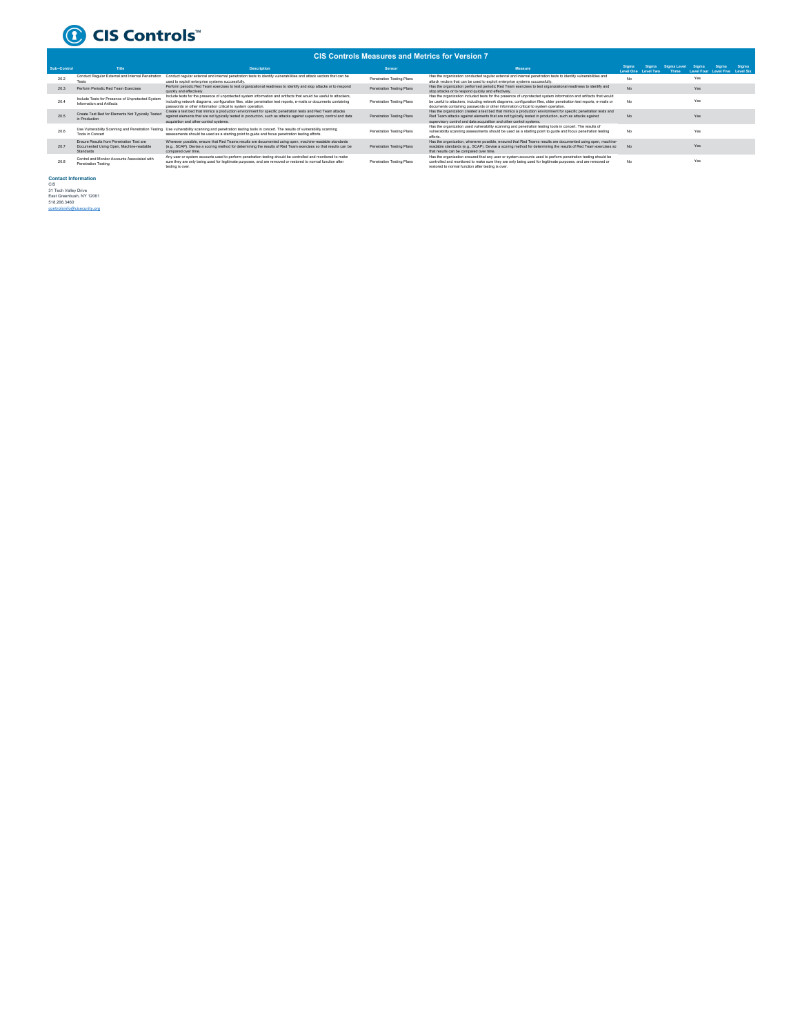# CIS Controls™

## CIS Controls Measures and Metrics for Version 7

| Sub-Control | Title | Description | Sensor | Measure | Sigma Level One | Sigma Level Two | Sigma Level Three | Sigma Level Four | Sigma Level Five | Sigma Level Six |
|---|---|---|---|---|---|---|---|---|---|---|
| 20.2 | Conduct Regular External and Internal Penetration Tests | Conduct regular external and internal penetration tests to identify vulnerabilities and attack vectors that can be used to exploit enterprise systems successfully. | Penetration Testing Plans | Has the organization conducted regular external and internal penetration tests to identify vulnerabilities and attack vectors that can be used to exploit enterprise systems successfully. | No | | | Yes | | |
| 20.3 | Perform Periodic Red Team Exercises | Perform periodic Red Team exercises to test organizational readiness to identify and stop attacks or to respond quickly and effectively. | Penetration Testing Plans | Has the organization performed periodic Red Team exercises to test organizational readiness to identify and stop attacks or to respond quickly and effectively. | No | | | Yes | | |
| 20.4 | Include Tests for Presence of Unprotected System Information and Artifacts | Include tests for the presence of unprotected system information and artifacts that would be useful to attackers, including network diagrams, configuration files, older penetration test reports, e-mails or documents containing passwords or other information critical to system operation. | Penetration Testing Plans | Has the organization included tests for the presence of unprotected system information and artifacts that would be useful to attackers, including network diagrams, configuration files, older penetration test reports, e-mails or documents containing passwords or other information critical to system operation. | No | | | Yes | | |
| 20.5 | Create Test Bed for Elements Not Typically Tested in Production | Create a test bed that mimics a production environment for specific penetration tests and Red Team attacks against elements that are not typically tested in production, such as attacks against supervisory control and data acquisition and other control systems. | Penetration Testing Plans | Has the organization created a test bed that mimics a production environment for specific penetration tests and Red Team attacks against elements that are not typically tested in production, such as attacks against supervisory control and data acquisition and other control systems. | No | | | Yes | | |
| 20.6 | Use Vulnerability Scanning and Penetration Testing Tools in Concert | Use vulnerability scanning and penetration testing tools in concert. The results of vulnerability scanning assessments should be used as a starting point to guide and focus penetration testing efforts. | Penetration Testing Plans | Has the organization used vulnerability scanning and penetration testing tools in concert. The results of vulnerability scanning assessments should be used as a starting point to guide and focus penetration testing efforts. | No | | | Yes | | |
| 20.7 | Ensure Results from Penetration Test are Documented Using Open, Machine-readable Standards | Wherever possible, ensure that Red Teams results are documented using open, machine-readable standards (e.g., SCAP). Devise a scoring method for determining the results of Red Team exercises so that results can be compared over time. | Penetration Testing Plans | Has the organization, wherever possible, ensured that Red Teams results are documented using open, machine-readable standards (e.g., SCAP). Devise a scoring method for determining the results of Red Team exercises so that results can be compared over time. | No | | | Yes | | |
| 20.8 | Control and Monitor Accounts Associated with Penetration Testing | Any user or system accounts used to perform penetration testing should be controlled and monitored to make sure they are only being used for legitimate purposes, and are removed or restored to normal function after testing is over. | Penetration Testing Plans | Has the organization ensured that any user or system accounts used to perform penetration testing should be controlled and monitored to make sure they are only being used for legitimate purposes, and are removed or restored to normal function after testing is over. | No | | | Yes | | |

**Contact Information**

CIS
31 Tech Valley Drive
East Greenbush, NY 12061
518.266.3460
controlsinfo@cisecurity.org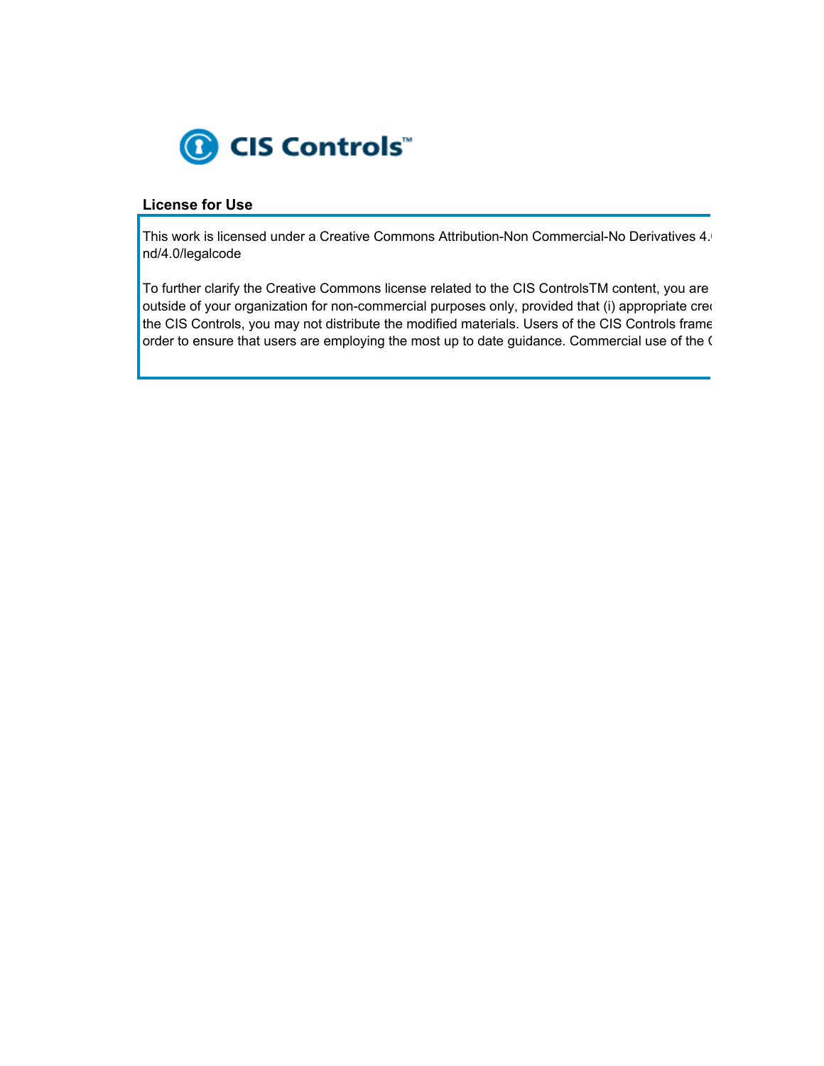CIS Controls™

## License for Use

This work is licensed under a Creative Commons Attribution-Non Commercial-No Derivatives 4.
nd/4.0/legalcode

To further clarify the Creative Commons license related to the CIS ControlsTM content, you are
outside of your organization for non-commercial purposes only, provided that (i) appropriate cre
the CIS Controls, you may not distribute the modified materials. Users of the CIS Controls frame
order to ensure that users are employing the most up to date guidance. Commercial use of the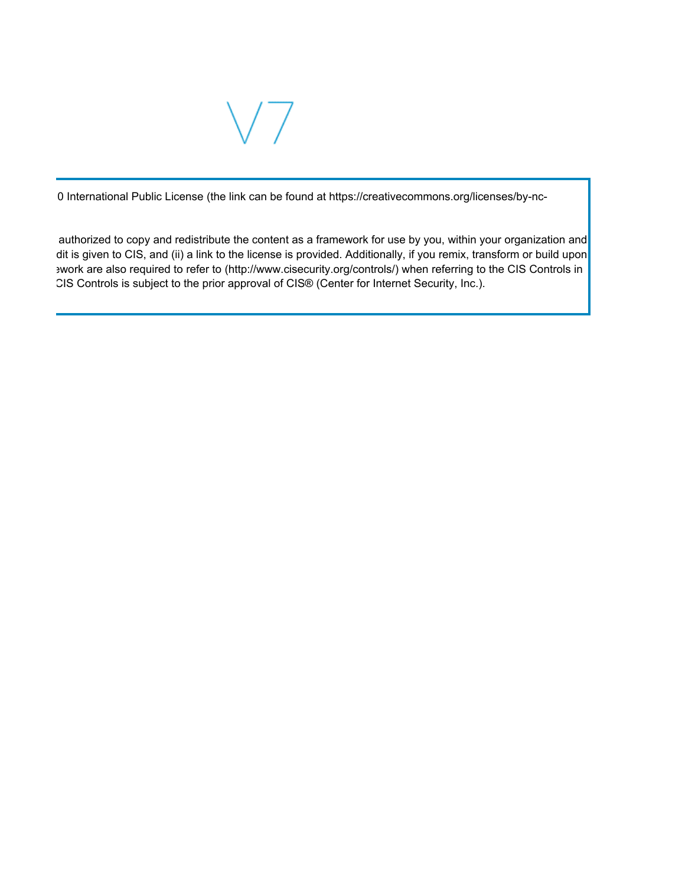V7

0 International Public License (the link can be found at https://creativecommons.org/licenses/by-nc-

authorized to copy and redistribute the content as a framework for use by you, within your organization and
dit is given to CIS, and (ii) a link to the license is provided. Additionally, if you remix, transform or build upon
ework are also required to refer to (http://www.cisecurity.org/controls/) when referring to the CIS Controls in
CIS Controls is subject to the prior approval of CIS® (Center for Internet Security, Inc.).